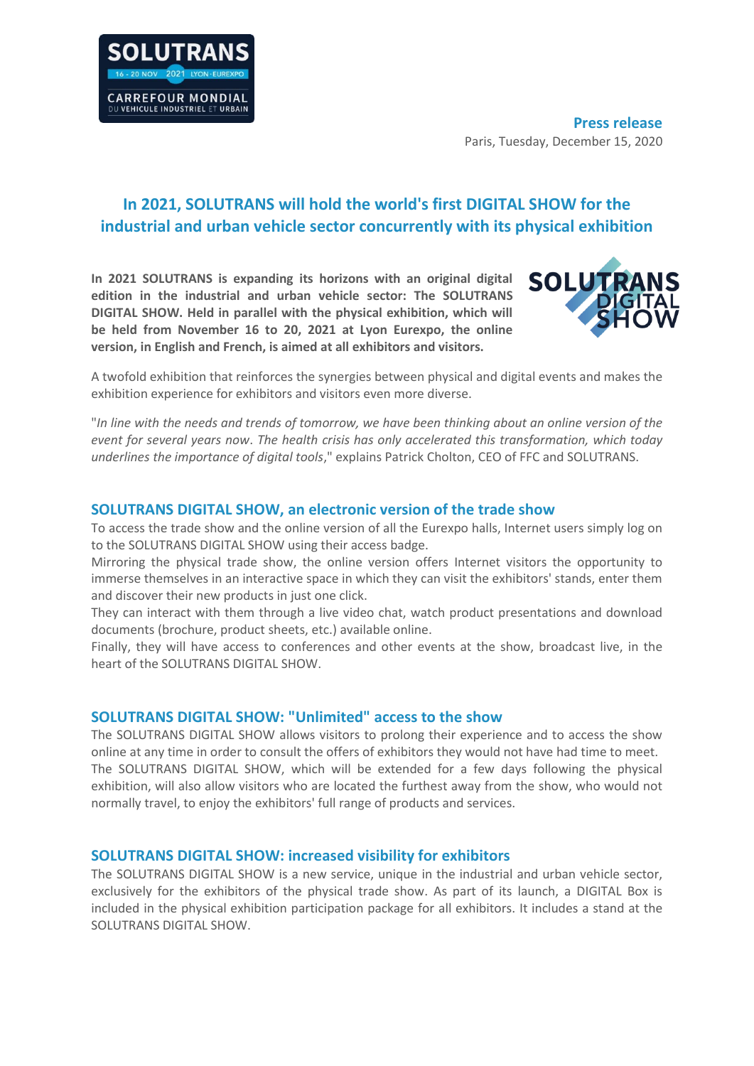**Press release**

Paris, Tuesday, December 15, 2020

# In 2021, SOLUTRANS will hold the world's first DIGITAL SHOW for the industrial and urban vehicle sector concurrently with its physical exhibition

**In 2021 SOLUTRANS is expanding its horizons with an original digital edition in the industrial and urban vehicle sector: The SOLUTRANS DIGITAL SHOW. Held in parallel with the physical exhibition, which will be held from November 16 to 20, 2021 at Lyon Eurexpo, the online version, in English and French, is aimed at all exhibitors and visitors.**

A twofold exhibition that reinforces the synergies between physical and digital events and makes the exhibition experience for exhibitors and visitors even more diverse.

"*In line with the needs and trends of tomorrow, we have been thinking about an online version of the event for several years now. The health crisis has only accelerated this transformation, which today underlines the importance of digital tools*," explains Patrick Cholton, CEO of FFC and SOLUTRANS.

## SOLUTRANS DIGITAL SHOW, an electronic version of the trade show

To access the trade show and the online version of all the Eurexpo halls, Internet users simply log on to the SOLUTRANS DIGITAL SHOW using their access badge.

Mirroring the physical trade show, the online version offers Internet visitors the opportunity to immerse themselves in an interactive space in which they can visit the exhibitors' stands, enter them and discover their new products in just one click.

They can interact with them through a live video chat, watch product presentations and download documents (brochure, product sheets, etc.) available online.

Finally, they will have access to conferences and other events at the show, broadcast live, in the heart of the SOLUTRANS DIGITAL SHOW.

## SOLUTRANS DIGITAL SHOW: "Unlimited" access to the show

The SOLUTRANS DIGITAL SHOW allows visitors to prolong their experience and to access the show online at any time in order to consult the offers of exhibitors they would not have had time to meet.

The SOLUTRANS DIGITAL SHOW, which will be extended for a few days following the physical exhibition, will also allow visitors who are located the furthest away from the show, who would not normally travel, to enjoy the exhibitors' full range of products and services.

## SOLUTRANS DIGITAL SHOW: increased visibility for exhibitors

The SOLUTRANS DIGITAL SHOW is a new service, unique in the industrial and urban vehicle sector, exclusively for the exhibitors of the physical trade show. As part of its launch, a DIGITAL Box is included in the physical exhibition participation package for all exhibitors. It includes a stand at the SOLUTRANS DIGITAL SHOW.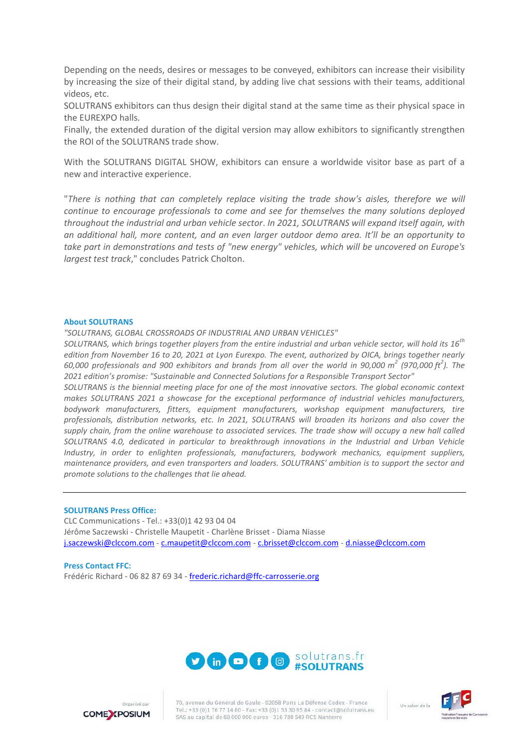Depending on the needs, desires or messages to be conveyed, exhibitors can increase their visibility by increasing the size of their digital stand, by adding live chat sessions with their teams, additional videos, etc.
SOLUTRANS exhibitors can thus design their digital stand at the same time as their physical space in the EUREXPO halls.
Finally, the extended duration of the digital version may allow exhibitors to significantly strengthen the ROI of the SOLUTRANS trade show.

With the SOLUTRANS DIGITAL SHOW, exhibitors can ensure a worldwide visitor base as part of a new and interactive experience.

"*There is nothing that can completely replace visiting the trade show's aisles, therefore we will continue to encourage professionals to come and see for themselves the many solutions deployed throughout the industrial and urban vehicle sector*. *In 2021, SOLUTRANS will expand itself again, with an additional hall, more content, and an even larger outdoor demo area. It'll be an opportunity to take part in demonstrations and tests of "new energy" vehicles, which will be uncovered on Europe's largest test track*," concludes Patrick Cholton.

**About SOLUTRANS**

*"SOLUTRANS, GLOBAL CROSSROADS OF INDUSTRIAL AND URBAN VEHICLES"*

*SOLUTRANS, which brings together players from the entire industrial and urban vehicle sector, will hold its 16th edition from November 16 to 20, 2021 at Lyon Eurexpo. The event, authorized by OICA, brings together nearly 60,000 professionals and 900 exhibitors and brands from all over the world in 90,000 $m^2$ (970,000 $ft^2$). The 2021 edition's promise: "Sustainable and Connected Solutions for a Responsible Transport Sector"*

*SOLUTRANS is the biennial meeting place for one of the most innovative sectors. The global economic context makes SOLUTRANS 2021 a showcase for the exceptional performance of industrial vehicles manufacturers, bodywork manufacturers, fitters, equipment manufacturers, workshop equipment manufacturers, tire professionals, distribution networks, etc. In 2021, SOLUTRANS will broaden its horizons and also cover the supply chain, from the online warehouse to associated services. The trade show will occupy a new hall called SOLUTRANS 4.0, dedicated in particular to breakthrough innovations in the Industrial and Urban Vehicle Industry, in order to enlighten professionals, manufacturers, bodywork mechanics, equipment suppliers, maintenance providers, and even transporters and loaders. SOLUTRANS' ambition is to support the sector and promote solutions to the challenges that lie ahead.*

---

**SOLUTRANS Press Office:**

CLC Communications - Tel.: +33(0)1 42 93 04 04
Jérôme Saczewski - Christelle Maupetit - Charlène Brisset - Diama Niasse
j.saczewski@clccom.com - c.maupetit@clccom.com - c.brisset@clccom.com - d.niasse@clccom.com

**Press Contact FFC:**

Frédéric Richard - 06 82 87 69 34 - frederic.richard@ffc-carrosserie.org

solutrans.fr
#SOLUTRANS

Organisé par COMEXPOSIUM

70, avenue du Général de Gaulle - 92058 Paris La Défense Cedex - France
Tel.: +33 (0)1 76 77 14 80 - Fax: +33 (0)1 53 30 95 84 - contact@solutrans.eu
SAS au capital de 60 000 000 euros - 316 780 549 RCS Nanterre

Un salon de la FFC Fédération Française de Carrosserie Industries et Services